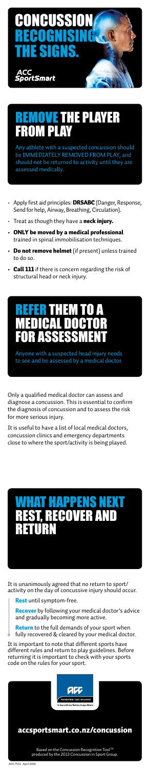# CONCUSSION RECOGNISING THE SIGNS.

ACC SportSmart

## REMOVE THE PLAYER FROM PLAY

Any athlete with a suspected concussion should be IMMEDIATELY REMOVED FROM PLAY, and should not be returned to activity until they are assessed medically.

- Apply first aid principles: **DRSABC** (Danger, Response, Send for help, Airway, Breathing, Circulation).
- Treat as though they have a **neck injury.**
- **ONLY be moved by a medical professional** trained in spinal immobilisation techniques.
- **Do not remove helmet** (if present) unless trained to do so.
- **Call 111** if there is concern regarding the risk of structural head or neck injury.

## REFER THEM TO A MEDICAL DOCTOR FOR ASSESSMENT

Anyone with a suspected head injury needs to see and be assessed by a medical doctor.

Only a qualified medical doctor can assess and diagnose a concussion. This is essential to confirm the diagnosis of concussion and to assess the risk for more serious injury.

It is useful to have a list of local medical doctors, concussion clinics and emergency departments close to where the sport/activity is being played.

## WHAT HAPPENS NEXT REST, RECOVER AND RETURN

It is unanimously agreed that no return to sport/activity on the day of concussive injury should occur.

**Rest** until symptom-free.

**Recover** by following your medical doctor's advice and gradually becoming more active.

**Return** to the full demands of your sport when fully recovered & cleared by your medical doctor.

It is important to note that different sports have different rules and return to play guidelines. Before returning it is important to check with your sports code on the rules for your sport.

ACC PREVENTION. CARE. RECOVERY. Te Kaporeihana Āwhina Hunga Whara

**accsportsmart.co.nz/concussion**

Based on the Concussion Recognition Tool™ produced by the 2013 Concussion in Sport Group.

ACC7551 April 2016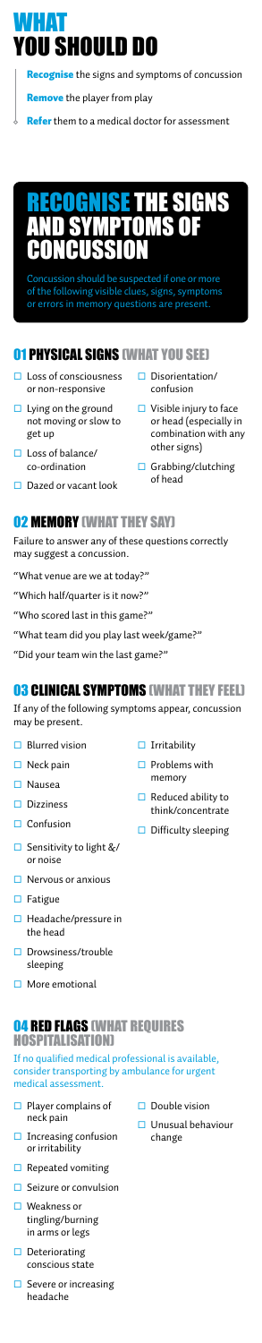# WHAT YOU SHOULD DO

**Recognise** the signs and symptoms of concussion

**Remove** the player from play

**Refer** them to a medical doctor for assessment

# RECOGNISE THE SIGNS AND SYMPTOMS OF CONCUSSION

Concussion should be suspected if one or more of the following visible clues, signs, symptoms or errors in memory questions are present.

## 01 PHYSICAL SIGNS (WHAT YOU SEE)

- ☐ Loss of consciousness or non-responsive
- ☐ Lying on the ground not moving or slow to get up
- ☐ Loss of balance/co-ordination
- ☐ Dazed or vacant look
- ☐ Disorientation/confusion
- ☐ Visible injury to face or head (especially in combination with any other signs)
- ☐ Grabbing/clutching of head

## 02 MEMORY (WHAT THEY SAY)

Failure to answer any of these questions correctly may suggest a concussion.

"What venue are we at today?"

"Which half/quarter is it now?"

"Who scored last in this game?"

"What team did you play last week/game?"

"Did your team win the last game?"

## 03 CLINICAL SYMPTOMS (WHAT THEY FEEL)

If any of the following symptoms appear, concussion may be present.

- ☐ Blurred vision
- ☐ Neck pain
- ☐ Nausea
- ☐ Dizziness
- ☐ Confusion
- ☐ Sensitivity to light &/ or noise
- ☐ Nervous or anxious
- ☐ Fatigue
- ☐ Headache/pressure in the head
- ☐ Drowsiness/trouble sleeping
- ☐ More emotional
- ☐ Irritability
- ☐ Problems with memory
- ☐ Reduced ability to think/concentrate
- ☐ Difficulty sleeping

## 04 RED FLAGS (WHAT REQUIRES HOSPITALISATION)

If no qualified medical professional is available, consider transporting by ambulance for urgent medical assessment.

- ☐ Player complains of neck pain
- ☐ Increasing confusion or irritability
- ☐ Repeated vomiting
- ☐ Seizure or convulsion
- ☐ Weakness or tingling/burning in arms or legs
- ☐ Deteriorating conscious state
- ☐ Severe or increasing headache
- ☐ Double vision
- ☐ Unusual behaviour change